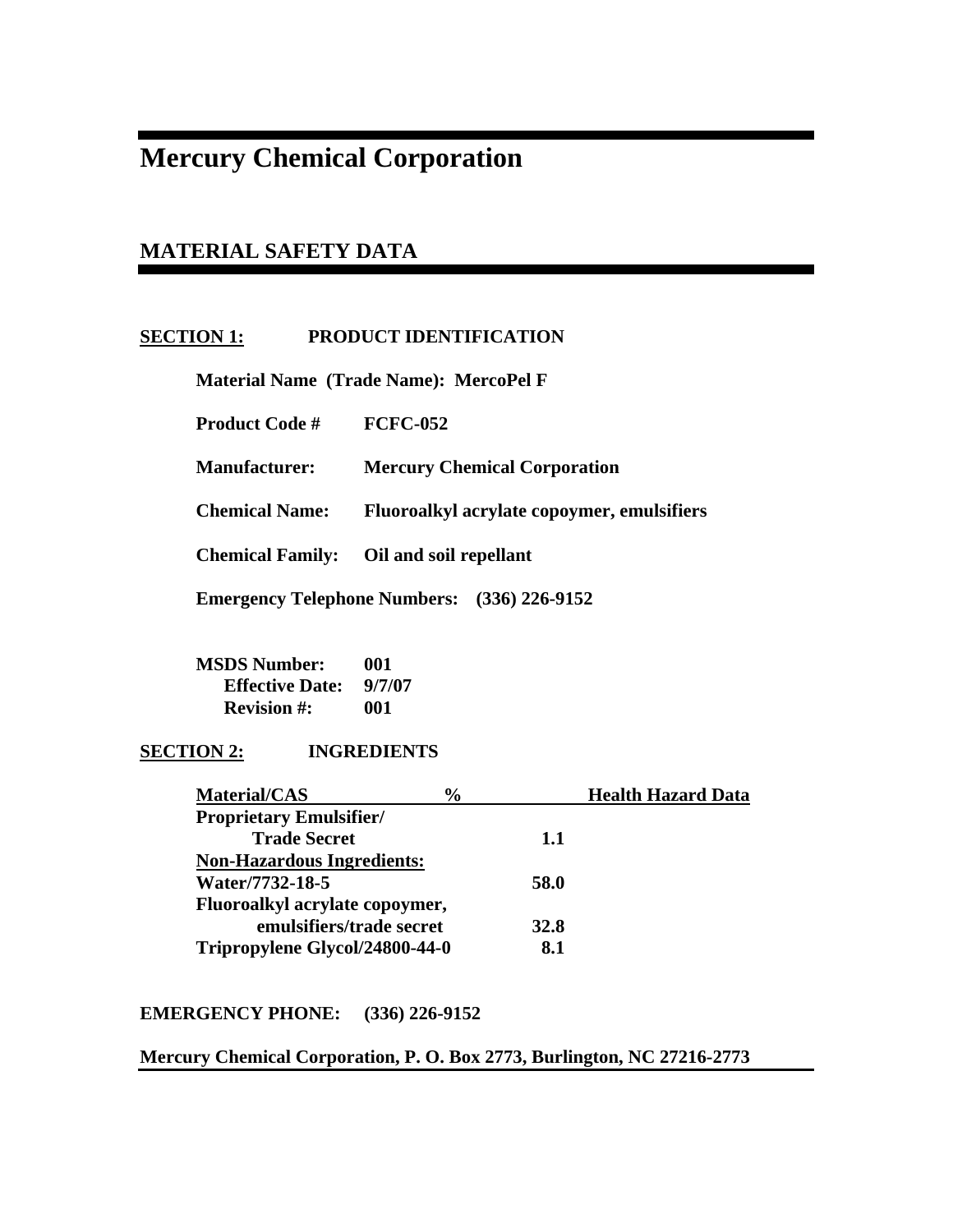# Mercury Chemical Corporation

## MATERIAL SAFETY DATA

**SECTION 1: PRODUCT IDENTIFICATION**

**Material Name (Trade Name): MercoPel F**

**Product Code #** FCFC-052

**Manufacturer:** Mercury Chemical Corporation

**Chemical Name:** Fluoroalkyl acrylate copoymer, emulsifiers

**Chemical Family:** Oil and soil repellant

**Emergency Telephone Numbers:** (336) 226-9152

**MSDS Number:** 001
**Effective Date:** 9/7/07
**Revision #:** 001

**SECTION 2: INGREDIENTS**

| Material/CAS | % | Health Hazard Data |
|---|---|---|
| Proprietary Emulsifier/ Trade Secret | 1.1 | |
| Non-Hazardous Ingredients: | | |
| Water/7732-18-5 | 58.0 | |
| Fluoroalkyl acrylate copoymer, emulsifiers/trade secret | 32.8 | |
| Tripropylene Glycol/24800-44-0 | 8.1 | |

**EMERGENCY PHONE:** (336) 226-9152

**Mercury Chemical Corporation, P. O. Box 2773, Burlington, NC 27216-2773**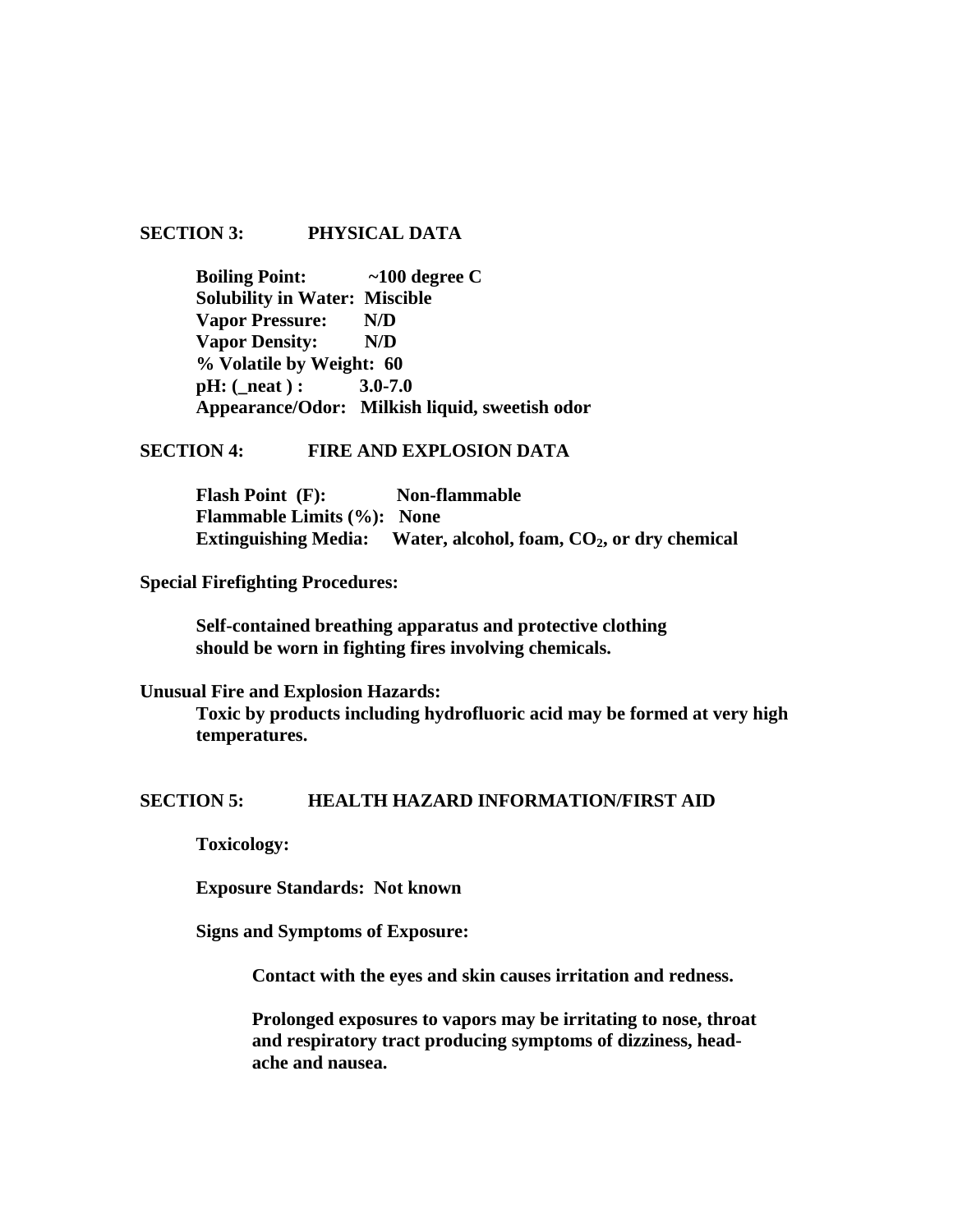## SECTION 3: PHYSICAL DATA

**Boiling Point:** ~100 degree C
**Solubility in Water:** Miscible
**Vapor Pressure:** N/D
**Vapor Density:** N/D
**% Volatile by Weight:** 60
**pH: (_neat ) :** 3.0-7.0
**Appearance/Odor:** Milkish liquid, sweetish odor

## SECTION 4: FIRE AND EXPLOSION DATA

**Flash Point (F):** Non-flammable
**Flammable Limits (%):** None
**Extinguishing Media:** Water, alcohol, foam, $CO_2$, or dry chemical

**Special Firefighting Procedures:**

Self-contained breathing apparatus and protective clothing should be worn in fighting fires involving chemicals.

**Unusual Fire and Explosion Hazards:**

Toxic by products including hydrofluoric acid may be formed at very high temperatures.

## SECTION 5: HEALTH HAZARD INFORMATION/FIRST AID

**Toxicology:**

**Exposure Standards:** Not known

**Signs and Symptoms of Exposure:**

Contact with the eyes and skin causes irritation and redness.

Prolonged exposures to vapors may be irritating to nose, throat and respiratory tract producing symptoms of dizziness, head-ache and nausea.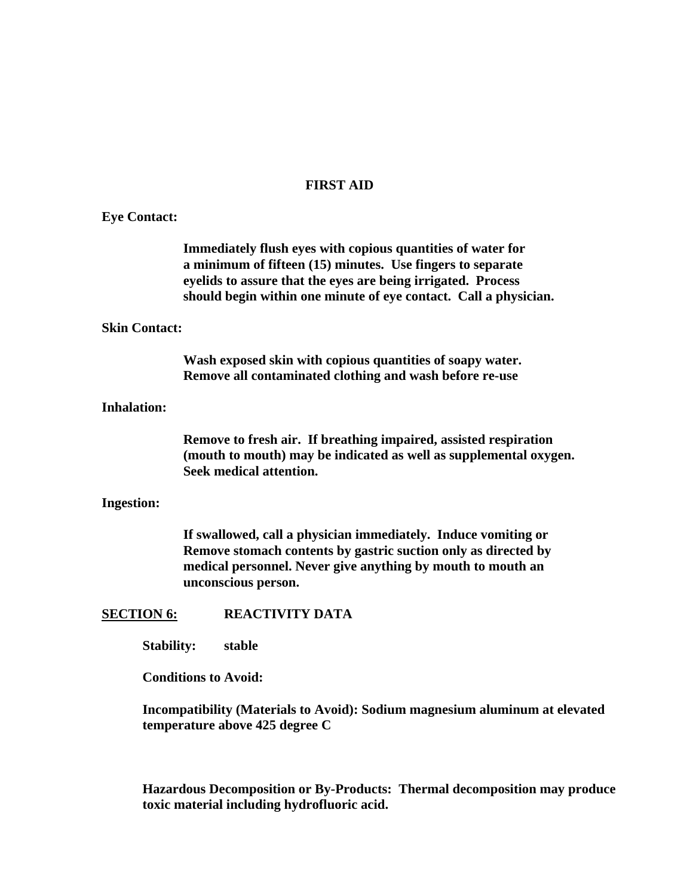## FIRST AID

**Eye Contact:**

**Immediately flush eyes with copious quantities of water for a minimum of fifteen (15) minutes. Use fingers to separate eyelids to assure that the eyes are being irrigated. Process should begin within one minute of eye contact. Call a physician.**

**Skin Contact:**

**Wash exposed skin with copious quantities of soapy water. Remove all contaminated clothing and wash before re-use**

**Inhalation:**

**Remove to fresh air. If breathing impaired, assisted respiration (mouth to mouth) may be indicated as well as supplemental oxygen. Seek medical attention.**

**Ingestion:**

**If swallowed, call a physician immediately. Induce vomiting or Remove stomach contents by gastric suction only as directed by medical personnel. Never give anything by mouth to mouth an unconscious person.**

## <u>SECTION 6:</u> REACTIVITY DATA

**Stability:** **stable**

**Conditions to Avoid:**

**Incompatibility (Materials to Avoid): Sodium magnesium aluminum at elevated temperature above 425 degree C**

**Hazardous Decomposition or By-Products: Thermal decomposition may produce toxic material including hydrofluoric acid.**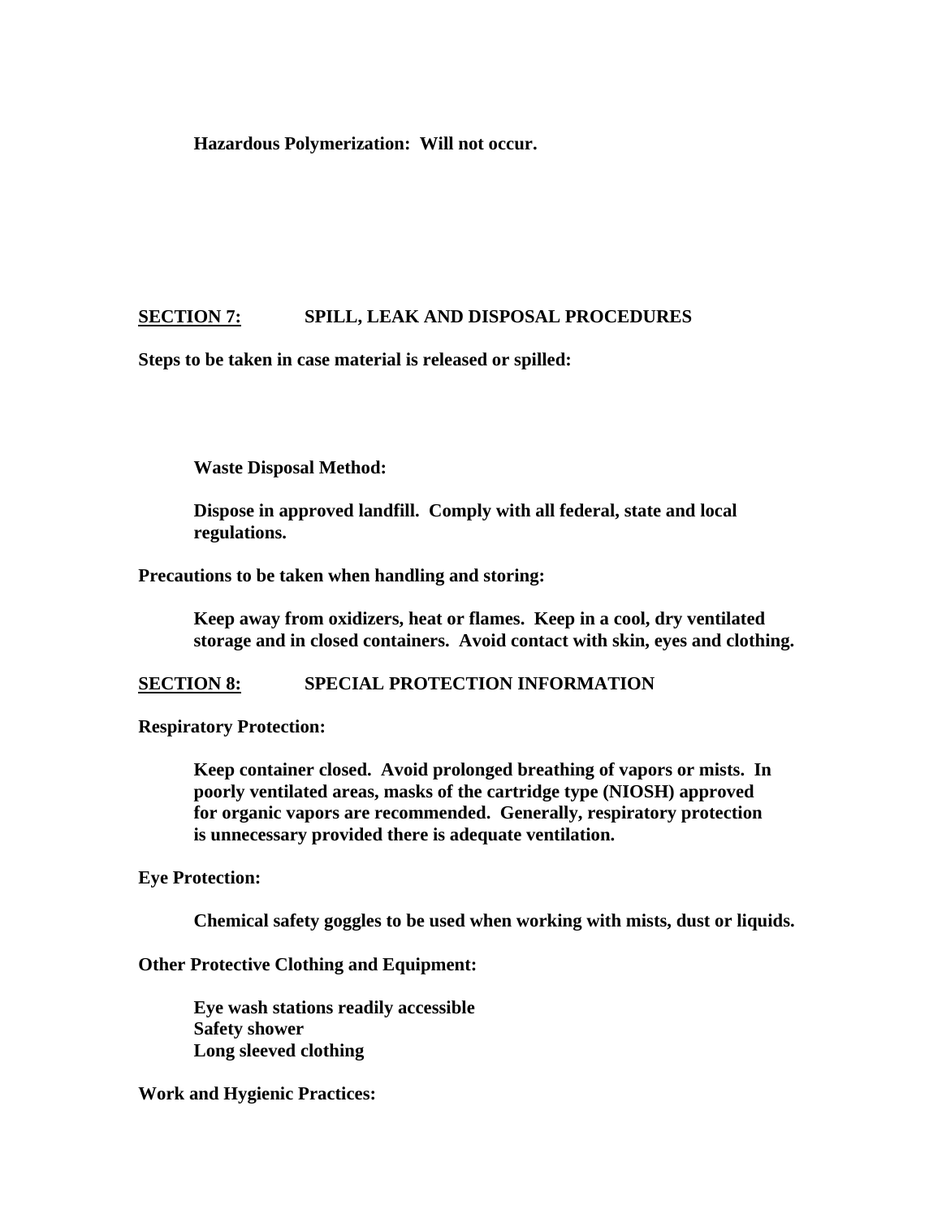**Hazardous Polymerization: Will not occur.**

## SECTION 7: SPILL, LEAK AND DISPOSAL PROCEDURES

**Steps to be taken in case material is released or spilled:**

**Waste Disposal Method:**

**Dispose in approved landfill. Comply with all federal, state and local regulations.**

**Precautions to be taken when handling and storing:**

**Keep away from oxidizers, heat or flames. Keep in a cool, dry ventilated storage and in closed containers. Avoid contact with skin, eyes and clothing.**

## SECTION 8: SPECIAL PROTECTION INFORMATION

**Respiratory Protection:**

**Keep container closed. Avoid prolonged breathing of vapors or mists. In poorly ventilated areas, masks of the cartridge type (NIOSH) approved for organic vapors are recommended. Generally, respiratory protection is unnecessary provided there is adequate ventilation.**

**Eye Protection:**

**Chemical safety goggles to be used when working with mists, dust or liquids.**

**Other Protective Clothing and Equipment:**

**Eye wash stations readily accessible**
**Safety shower**
**Long sleeved clothing**

**Work and Hygienic Practices:**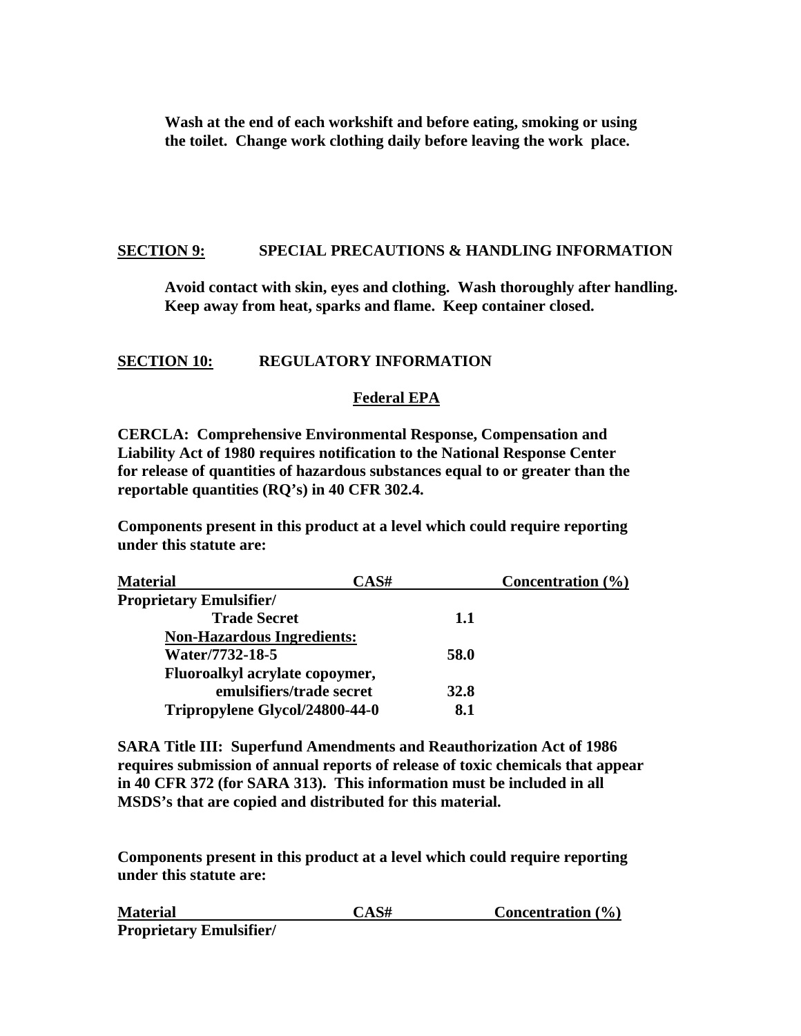**Wash at the end of each workshift and before eating, smoking or using the toilet. Change work clothing daily before leaving the work place.**

## SECTION 9: SPECIAL PRECAUTIONS & HANDLING INFORMATION

**Avoid contact with skin, eyes and clothing. Wash thoroughly after handling. Keep away from heat, sparks and flame. Keep container closed.**

## SECTION 10: REGULATORY INFORMATION

### Federal EPA

**CERCLA: Comprehensive Environmental Response, Compensation and Liability Act of 1980 requires notification to the National Response Center for release of quantities of hazardous substances equal to or greater than the reportable quantities (RQ's) in 40 CFR 302.4.**

**Components present in this product at a level which could require reporting under this statute are:**

| Material | CAS# | Concentration (%) |
|---|---|---|
| Proprietary Emulsifier/ Trade Secret | 1.1 | |
| Non-Hazardous Ingredients: | | |
| Water/7732-18-5 | 58.0 | |
| Fluoroalkyl acrylate copoymer, emulsifiers/trade secret | 32.8 | |
| Tripropylene Glycol/24800-44-0 | 8.1 | |

**SARA Title III: Superfund Amendments and Reauthorization Act of 1986 requires submission of annual reports of release of toxic chemicals that appear in 40 CFR 372 (for SARA 313). This information must be included in all MSDS's that are copied and distributed for this material.**

**Components present in this product at a level which could require reporting under this statute are:**

| Material | CAS# | Concentration (%) |
|---|---|---|
| Proprietary Emulsifier/ | | |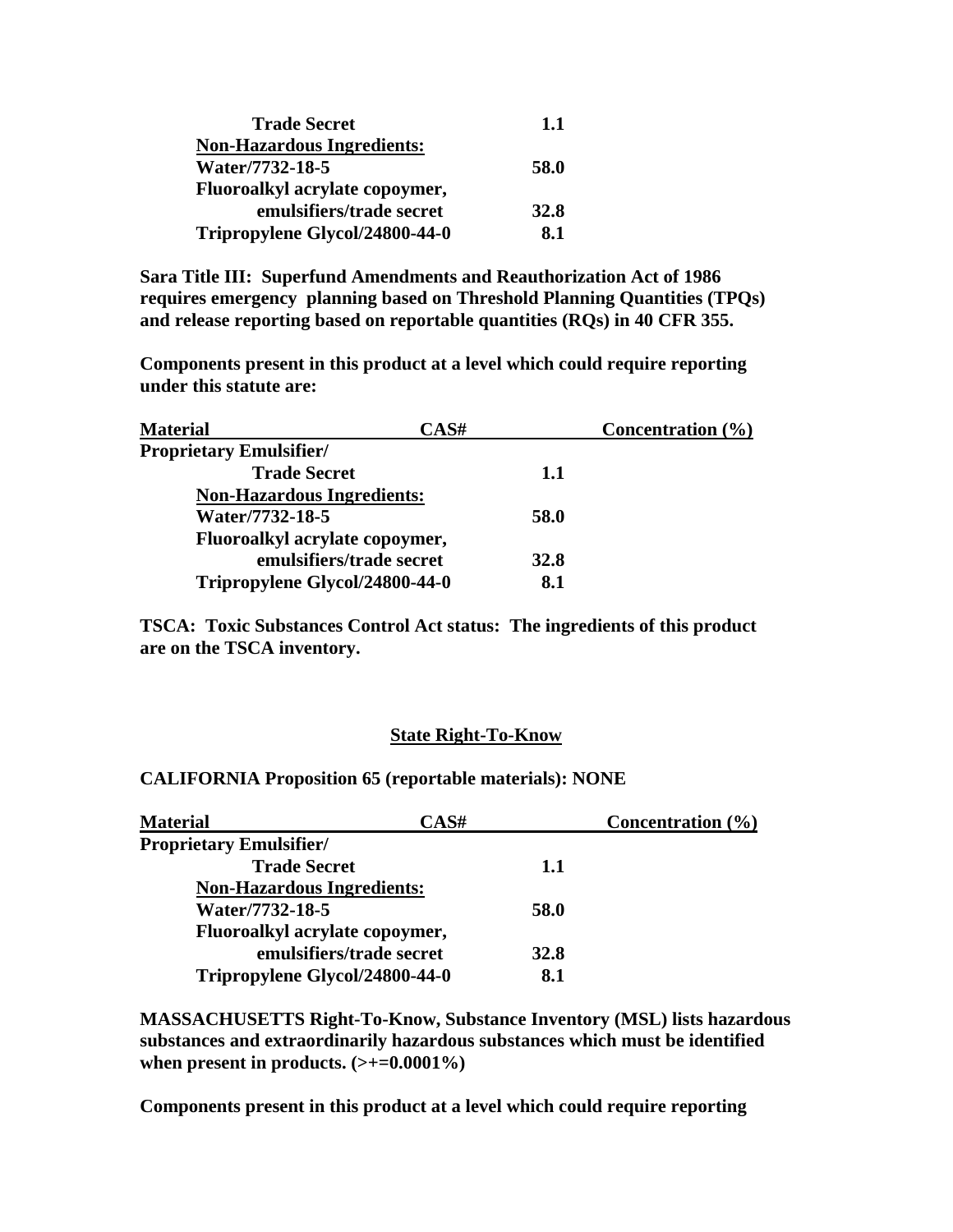| | |
|---|---|
| **Trade Secret** | **1.1** |
| **Non-Hazardous Ingredients:** | |
| **Water/7732-18-5** | **58.0** |
| **Fluoroalkyl acrylate copoymer, emulsifiers/trade secret** | **32.8** |
| **Tripropylene Glycol/24800-44-0** | **8.1** |

**Sara Title III: Superfund Amendments and Reauthorization Act of 1986 requires emergency planning based on Threshold Planning Quantities (TPQs) and release reporting based on reportable quantities (RQs) in 40 CFR 355.**

**Components present in this product at a level which could require reporting under this statute are:**

| Material | CAS# | Concentration (%) |
|---|---|---|
| **Proprietary Emulsifier/ Trade Secret** | **1.1** | |
| **Non-Hazardous Ingredients:** | | |
| **Water/7732-18-5** | **58.0** | |
| **Fluoroalkyl acrylate copoymer, emulsifiers/trade secret** | **32.8** | |
| **Tripropylene Glycol/24800-44-0** | **8.1** | |

**TSCA: Toxic Substances Control Act status: The ingredients of this product are on the TSCA inventory.**

## State Right-To-Know

**CALIFORNIA Proposition 65 (reportable materials): NONE**

| Material | CAS# | Concentration (%) |
|---|---|---|
| **Proprietary Emulsifier/ Trade Secret** | **1.1** | |
| **Non-Hazardous Ingredients:** | | |
| **Water/7732-18-5** | **58.0** | |
| **Fluoroalkyl acrylate copoymer, emulsifiers/trade secret** | **32.8** | |
| **Tripropylene Glycol/24800-44-0** | **8.1** | |

**MASSACHUSETTS Right-To-Know, Substance Inventory (MSL) lists hazardous substances and extraordinarily hazardous substances which must be identified when present in products. (>+=0.0001%)**

**Components present in this product at a level which could require reporting**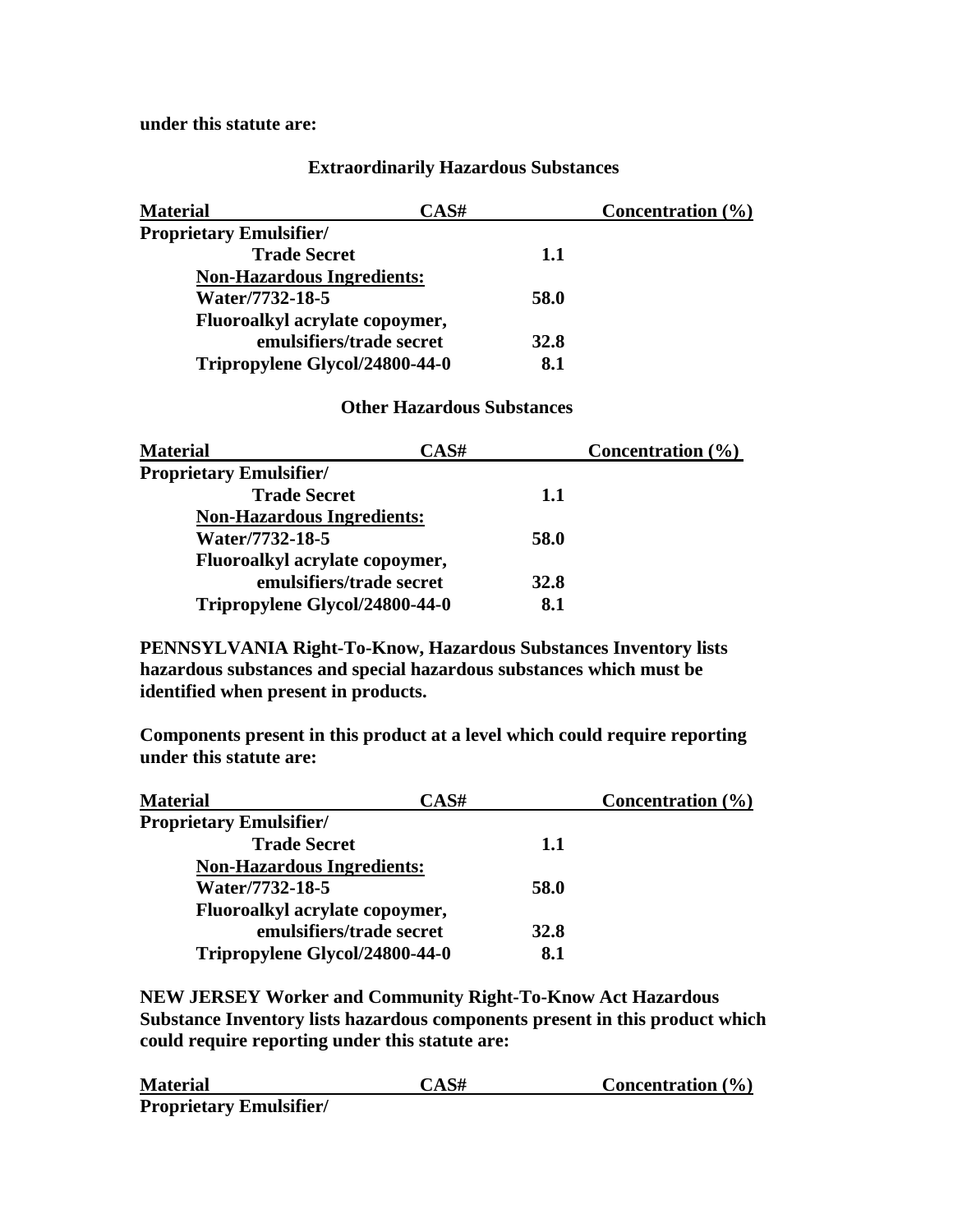**under this statute are:**

**Extraordinarily Hazardous Substances**

| Material | CAS# | Concentration (%) |
|---|---|---|
| **Proprietary Emulsifier/** | | |
| **Trade Secret** | **1.1** | |
| **Non-Hazardous Ingredients:** | | |
| **Water/7732-18-5** | **58.0** | |
| **Fluoroalkyl acrylate copoymer,** | | |
| **emulsifiers/trade secret** | **32.8** | |
| **Tripropylene Glycol/24800-44-0** | **8.1** | |

**Other Hazardous Substances**

| Material | CAS# | Concentration (%) |
|---|---|---|
| **Proprietary Emulsifier/** | | |
| **Trade Secret** | **1.1** | |
| **Non-Hazardous Ingredients:** | | |
| **Water/7732-18-5** | **58.0** | |
| **Fluoroalkyl acrylate copoymer,** | | |
| **emulsifiers/trade secret** | **32.8** | |
| **Tripropylene Glycol/24800-44-0** | **8.1** | |

**PENNSYLVANIA Right-To-Know, Hazardous Substances Inventory lists hazardous substances and special hazardous substances which must be identified when present in products.**

**Components present in this product at a level which could require reporting under this statute are:**

| Material | CAS# | Concentration (%) |
|---|---|---|
| **Proprietary Emulsifier/** | | |
| **Trade Secret** | **1.1** | |
| **Non-Hazardous Ingredients:** | | |
| **Water/7732-18-5** | **58.0** | |
| **Fluoroalkyl acrylate copoymer,** | | |
| **emulsifiers/trade secret** | **32.8** | |
| **Tripropylene Glycol/24800-44-0** | **8.1** | |

**NEW JERSEY Worker and Community Right-To-Know Act Hazardous Substance Inventory lists hazardous components present in this product which could require reporting under this statute are:**

| Material | CAS# | Concentration (%) |
|---|---|---|
| **Proprietary Emulsifier/** | | |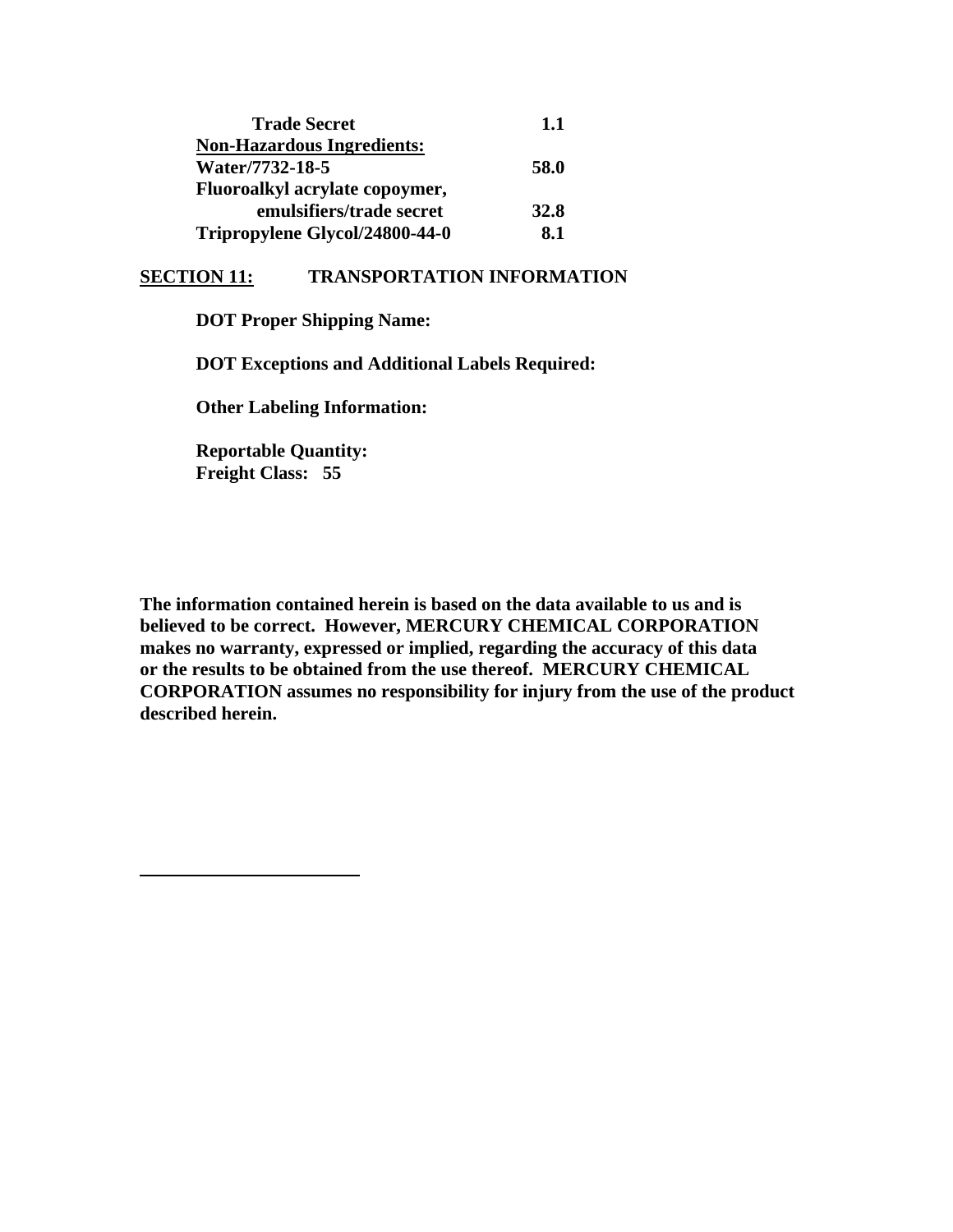| | |
|---|---|
| Trade Secret | 1.1 |
| **Non-Hazardous Ingredients:** | |
| Water/7732-18-5 | 58.0 |
| Fluoroalkyl acrylate copoymer, emulsifiers/trade secret | 32.8 |
| Tripropylene Glycol/24800-44-0 | 8.1 |

## SECTION 11: TRANSPORTATION INFORMATION

**DOT Proper Shipping Name:**

**DOT Exceptions and Additional Labels Required:**

**Other Labeling Information:**

**Reportable Quantity:**
**Freight Class: 55**

**The information contained herein is based on the data available to us and is believed to be correct. However, MERCURY CHEMICAL CORPORATION makes no warranty, expressed or implied, regarding the accuracy of this data or the results to be obtained from the use thereof. MERCURY CHEMICAL CORPORATION assumes no responsibility for injury from the use of the product described herein.**